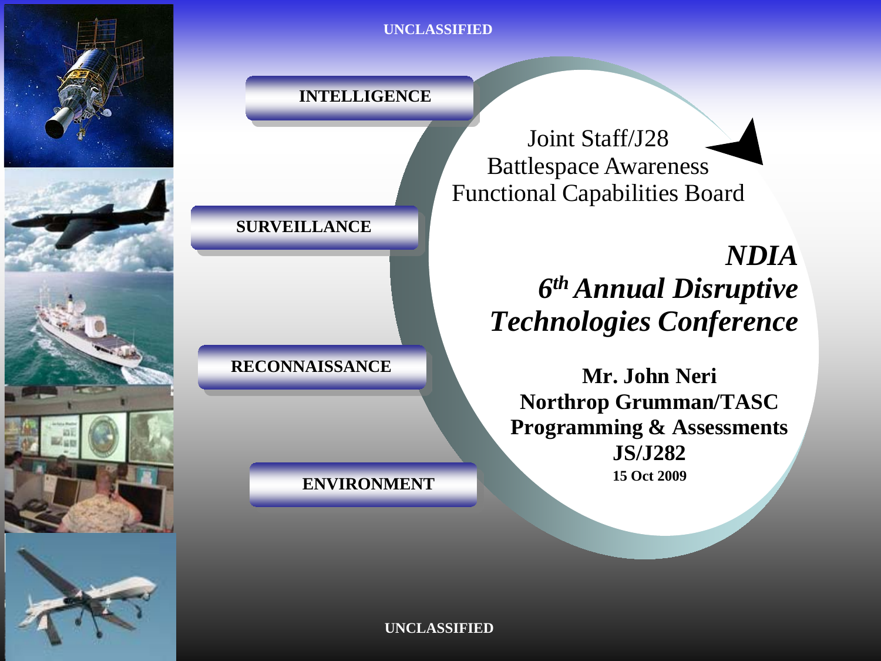UNCLASSIFIED

INTELLIGENCE

SURVEILLANCE

RECONNAISSANCE

ENVIRONMENT

Joint Staff/J28
Battlespace Awareness
Functional Capabilities Board

# *NDIA 6th Annual Disruptive Technologies Conference*

**Mr. John Neri**
**Northrop Grumman/TASC**
**Programming & Assessments**
**JS/J282**
**15 Oct 2009**

UNCLASSIFIED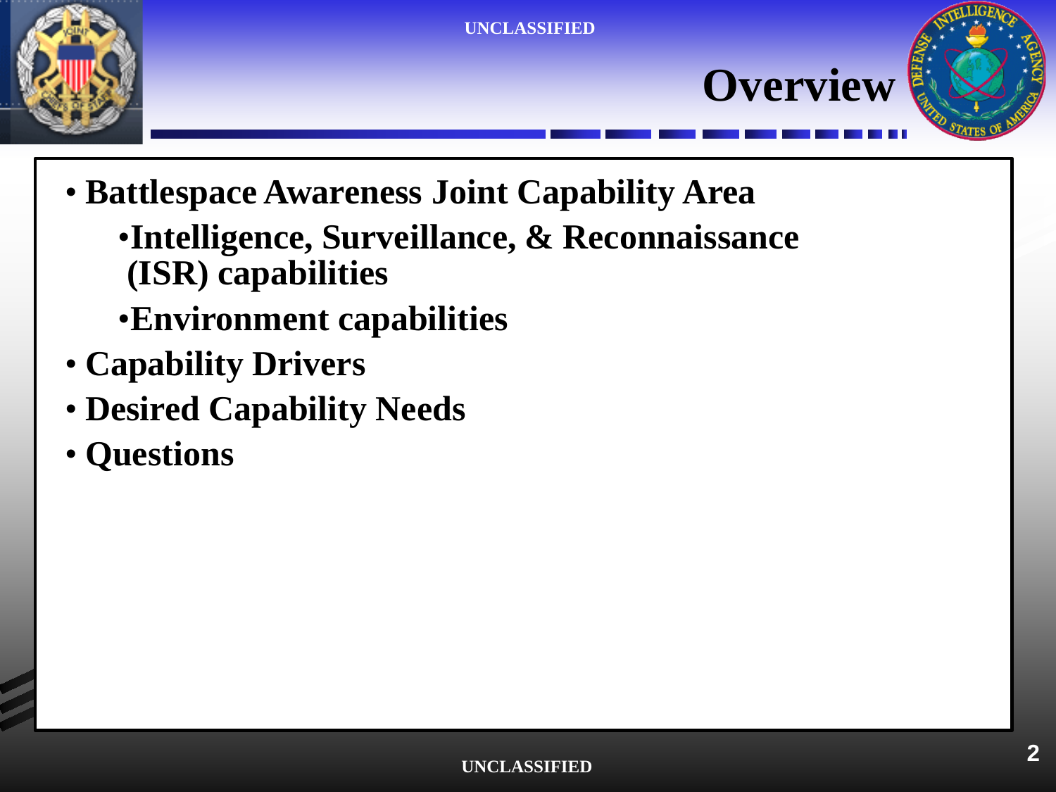# Overview

- **Battlespace Awareness Joint Capability Area**
  - **Intelligence, Surveillance, & Reconnaissance (ISR) capabilities**
  - **Environment capabilities**
- **Capability Drivers**
- **Desired Capability Needs**
- **Questions**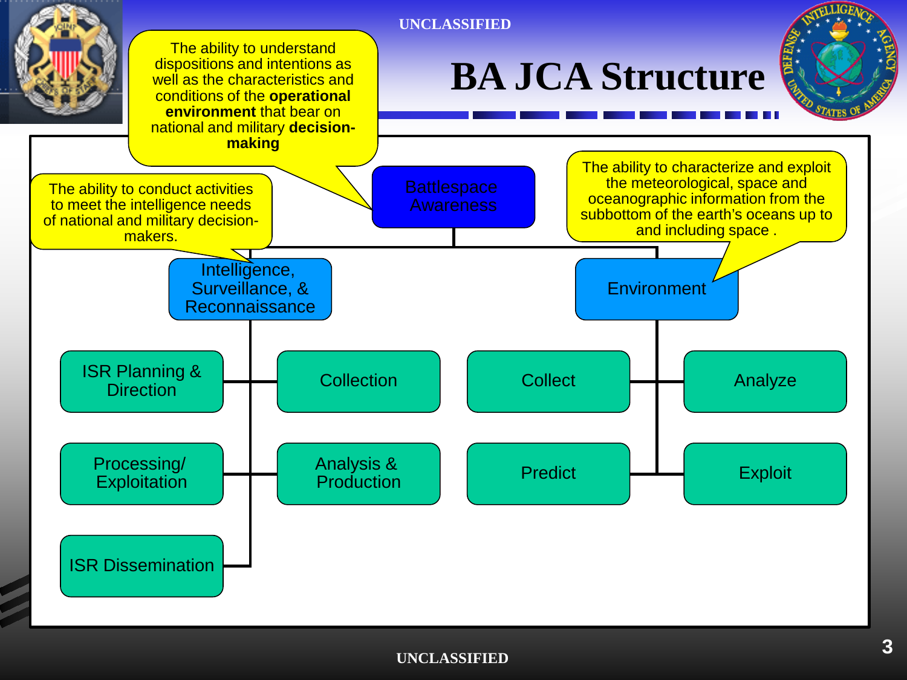UNCLASSIFIED

# BA JCA Structure

- **Battlespace Awareness** — The ability to understand dispositions and intentions as well as the characteristics and conditions of the **operational environment** that bear on national and military **decision-making**
  - **Intelligence, Surveillance, & Reconnaissance** — The ability to conduct activities to meet the intelligence needs of national and military decision-makers.
    - ISR Planning & Direction
    - Collection
    - Processing/ Exploitation
    - Analysis & Production
    - ISR Dissemination
  - **Environment** — The ability to characterize and exploit the meteorological, space and oceanographic information from the subbottom of the earth's oceans up to and including space .
    - Collect
    - Analyze
    - Predict
    - Exploit

UNCLASSIFIED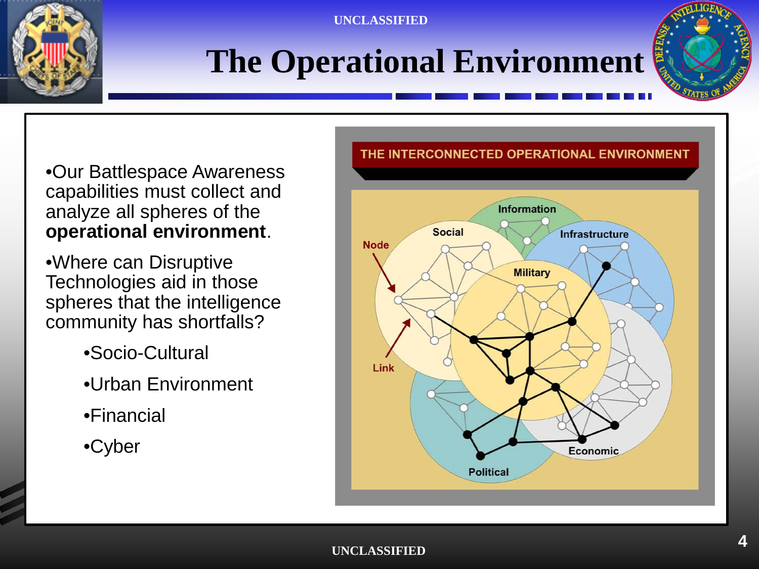# The Operational Environment

- Our Battlespace Awareness capabilities must collect and analyze all spheres of the **operational environment**.
- Where can Disruptive Technologies aid in those spheres that the intelligence community has shortfalls?
  - Socio-Cultural
  - Urban Environment
  - Financial
  - Cyber

THE INTERCONNECTED OPERATIONAL ENVIRONMENT

Information, Social, Infrastructure, Node, Military, Link, Economic, Political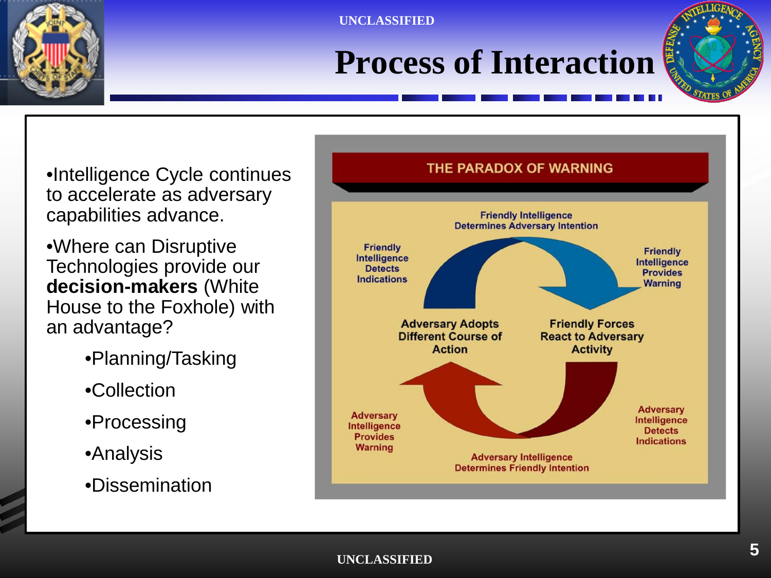# Process of Interaction

- Intelligence Cycle continues to accelerate as adversary capabilities advance.
- Where can Disruptive Technologies provide our **decision-makers** (White House to the Foxhole) with an advantage?
    - Planning/Tasking
    - Collection
    - Processing
    - Analysis
    - Dissemination

**THE PARADOX OF WARNING**

Friendly Intelligence Determines Adversary Intention

Friendly Intelligence Detects Indications

Friendly Intelligence Provides Warning

Adversary Adopts Different Course of Action

Friendly Forces React to Adversary Activity

Adversary Intelligence Provides Warning

Adversary Intelligence Detects Indications

Adversary Intelligence Determines Friendly Intention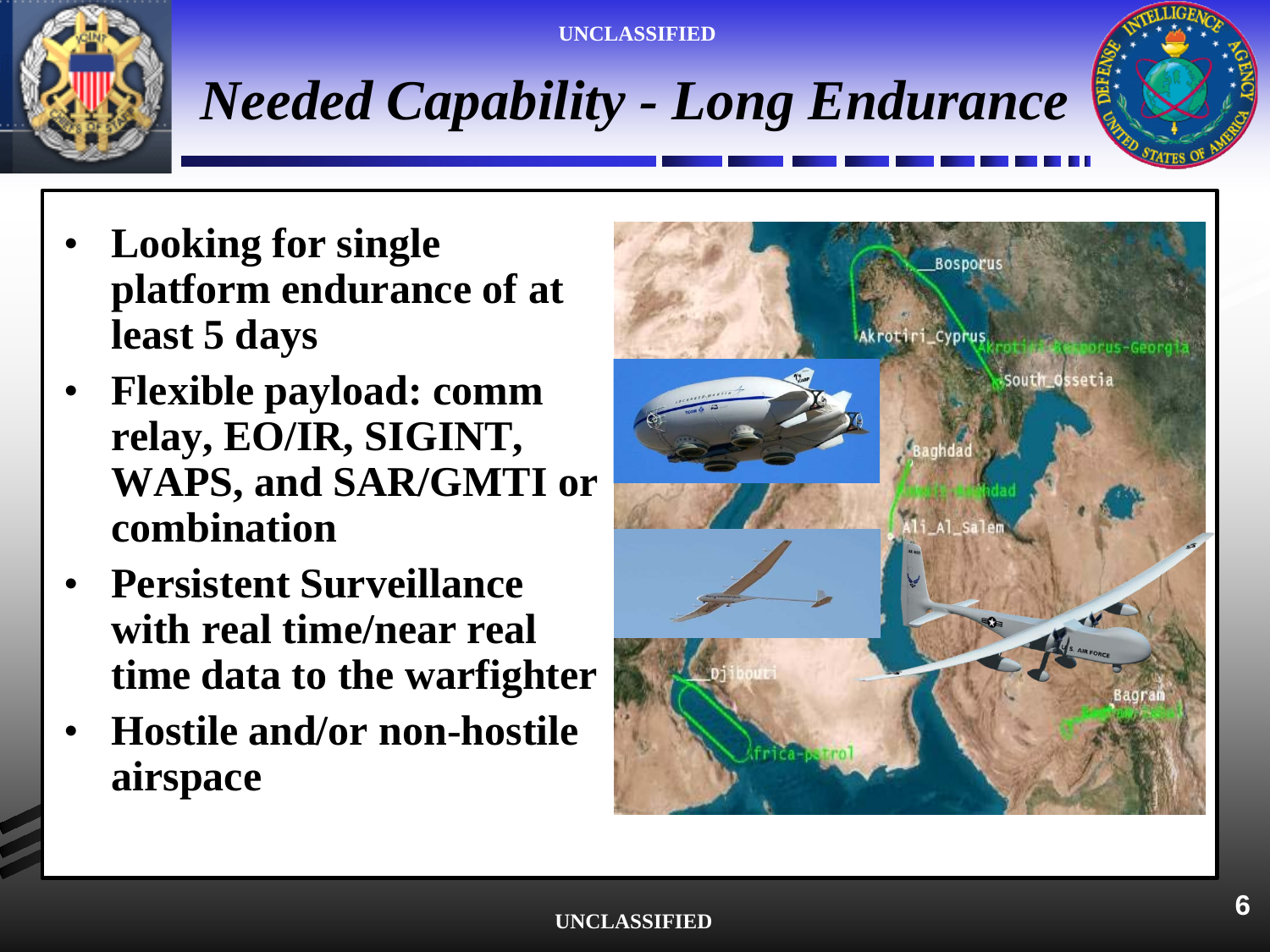# Needed Capability - Long Endurance

- **Looking for single platform endurance of at least 5 days**
- **Flexible payload: comm relay, EO/IR, SIGINT, WAPS, and SAR/GMTI or combination**
- **Persistent Surveillance with real time/near real time data to the warfighter**
- **Hostile and/or non-hostile airspace**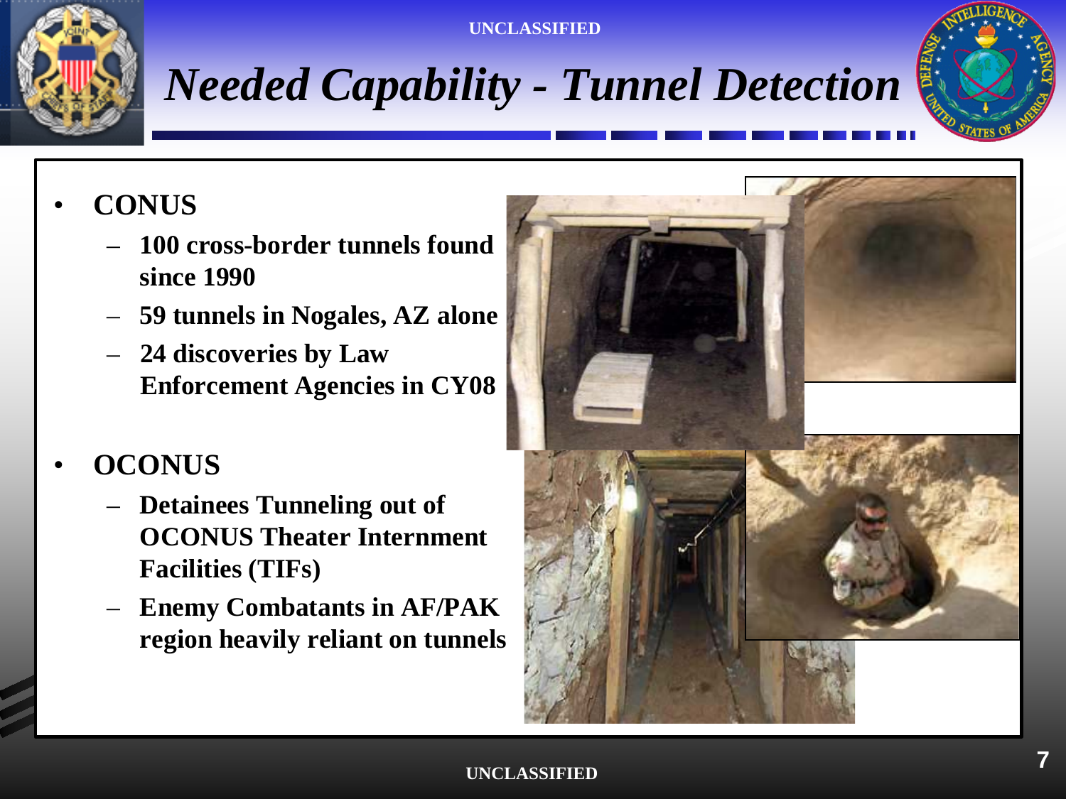# *Needed Capability - Tunnel Detection*

- **CONUS**
  - **100 cross-border tunnels found since 1990**
  - **59 tunnels in Nogales, AZ alone**
  - **24 discoveries by Law Enforcement Agencies in CY08**
- **OCONUS**
  - **Detainees Tunneling out of OCONUS Theater Internment Facilities (TIFs)**
  - **Enemy Combatants in AF/PAK region heavily reliant on tunnels**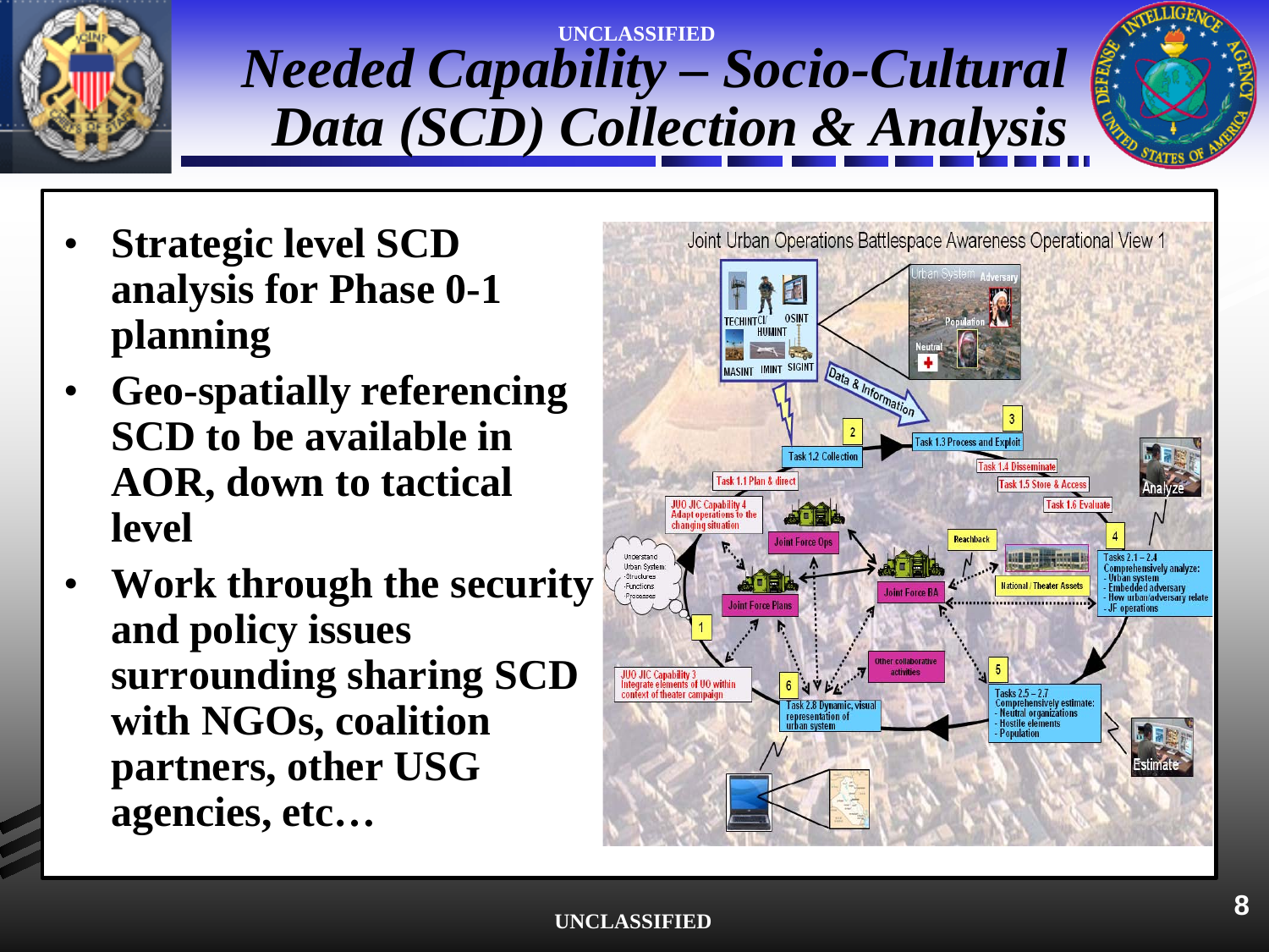# Needed Capability – Socio-Cultural Data (SCD) Collection & Analysis

- **Strategic level SCD analysis for Phase 0-1 planning**
- **Geo-spatially referencing SCD to be available in AOR, down to tactical level**
- **Work through the security and policy issues surrounding sharing SCD with NGOs, coalition partners, other USG agencies, etc…**

Joint Urban Operations Battlespace Awareness Operational View 1

TECHINT, CI, HUMINT, OSINT, MASINT, IMINT, SIGINT

Urban System: Adversary, Population, Neutral

Data & Information

1. Understand Urban System: -Structures -Functions -Processes
2. Task 1.2 Collection
3. Task 1.3 Process and Exploit
4. Tasks 2.1 – 2.4 Comprehensively analyze: - Urban system - Embedded adversary - How urban/adversary relate - JF operations
5. Tasks 2.5 – 2.7 Comprehensively estimate: - Neutral organizations - Hostile elements - Population
6. Task 2.8 Dynamic, visual representation of urban system

Task 1.1 Plan & direct
Task 1.4 Disseminate
Task 1.5 Store & Access
Task 1.6 Evaluate

JUO JIC Capability 4: Adapt operations to the changing situation
JUO JIC Capability 3: Integrate elements of UO within context of theater campaign

Joint Force Ops
Joint Force Plans
Joint Force BA
Reachback
National / Theater Assets
Other collaborative activities
Analyze
Estimate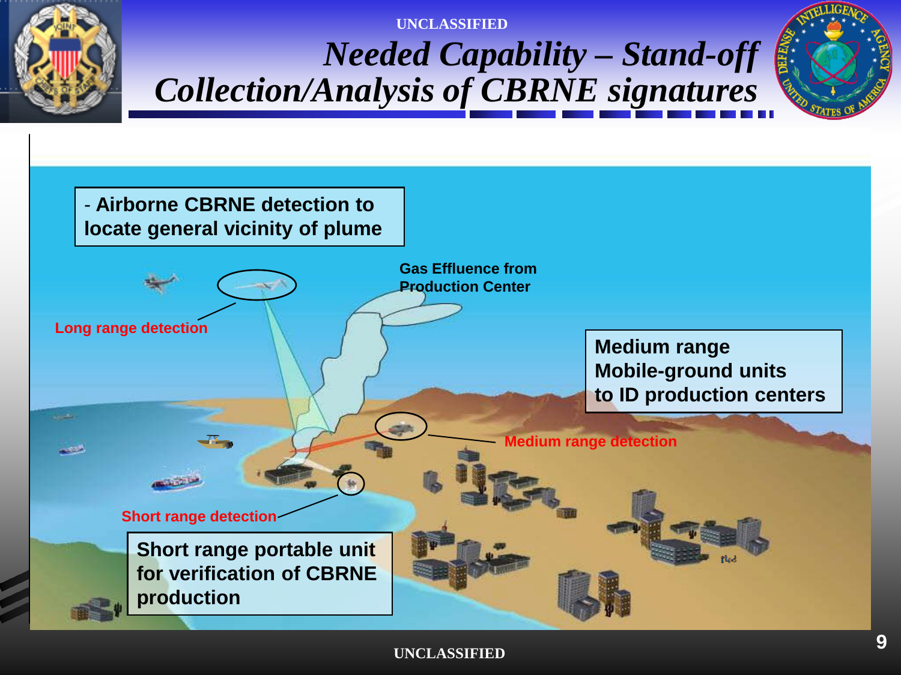UNCLASSIFIED

# *Needed Capability – Stand-off Collection/Analysis of CBRNE signatures*

- **Airborne CBRNE detection to locate general vicinity of plume**

**Gas Effluence from Production Center**

Long range detection

**Medium range Mobile-ground units to ID production centers**

Medium range detection

Short range detection

**Short range portable unit for verification of CBRNE production**

UNCLASSIFIED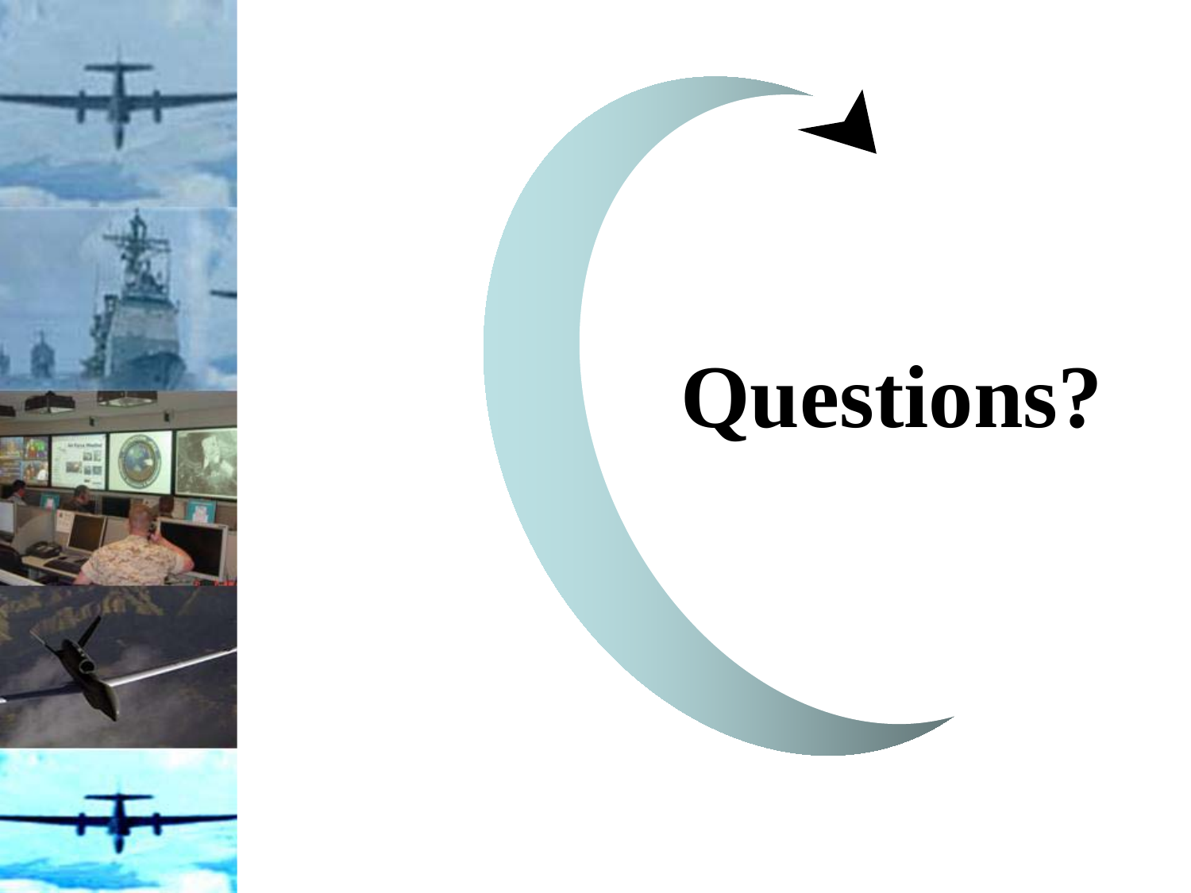# Questions?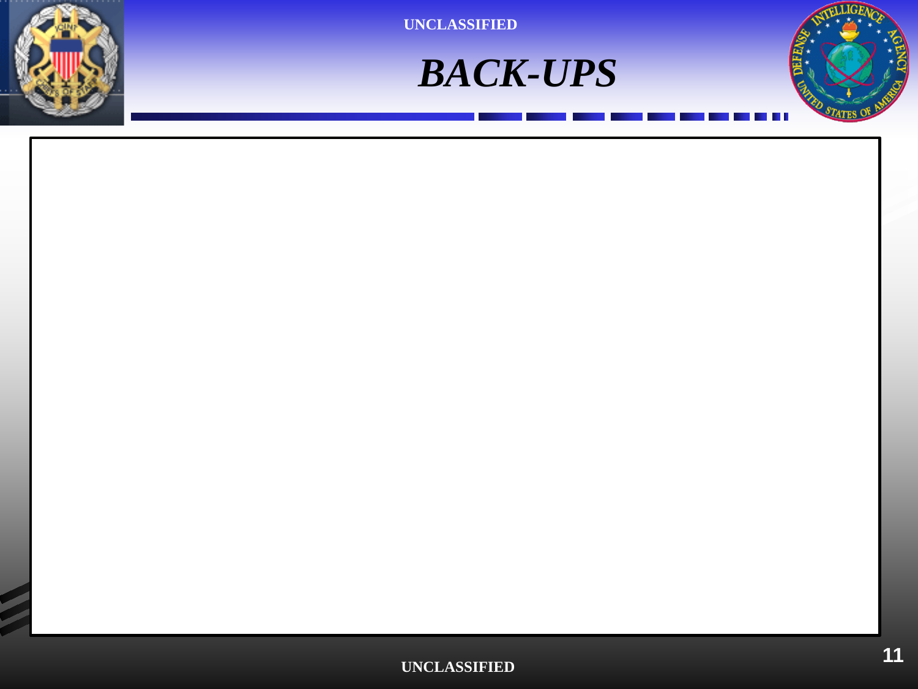UNCLASSIFIED

# *BACK-UPS*

UNCLASSIFIED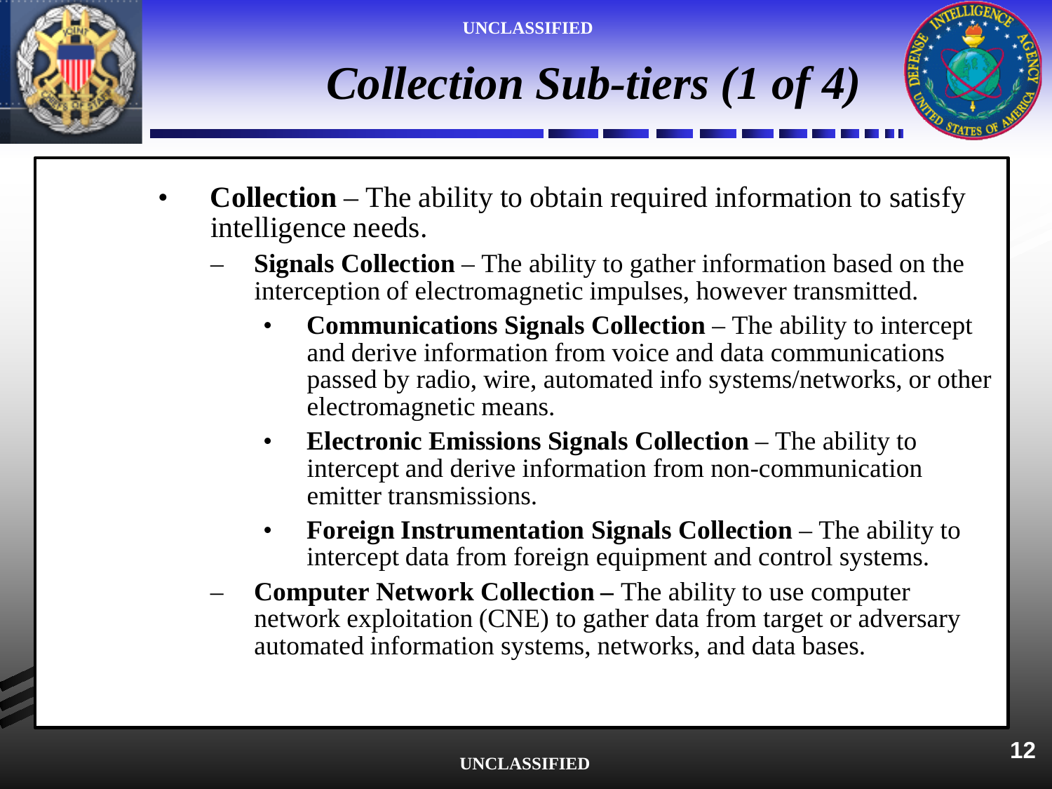# Collection Sub-tiers (1 of 4)

- **Collection** – The ability to obtain required information to satisfy intelligence needs.
  - **Signals Collection** – The ability to gather information based on the interception of electromagnetic impulses, however transmitted.
    - **Communications Signals Collection** – The ability to intercept and derive information from voice and data communications passed by radio, wire, automated info systems/networks, or other electromagnetic means.
    - **Electronic Emissions Signals Collection** – The ability to intercept and derive information from non-communication emitter transmissions.
    - **Foreign Instrumentation Signals Collection** – The ability to intercept data from foreign equipment and control systems.
  - **Computer Network Collection –** The ability to use computer network exploitation (CNE) to gather data from target or adversary automated information systems, networks, and data bases.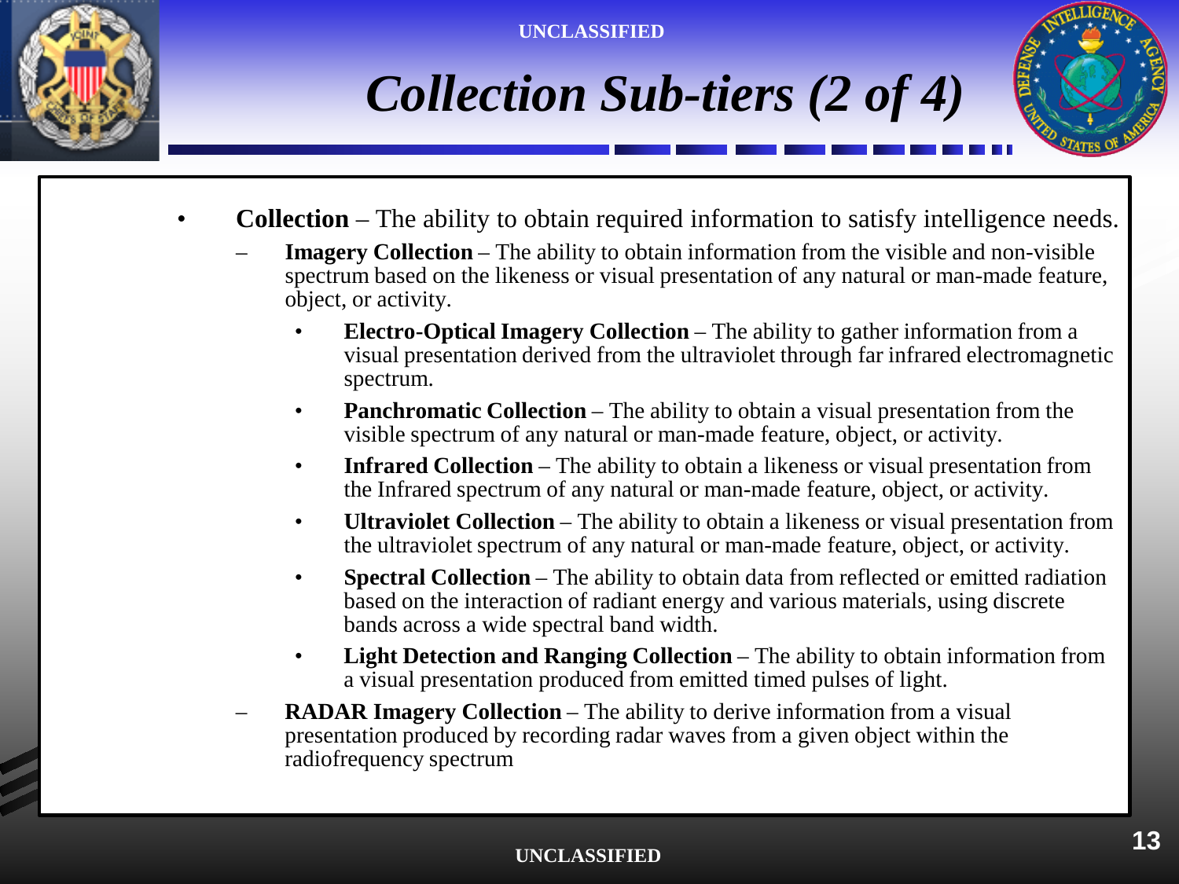# *Collection Sub-tiers (2 of 4)*

- **Collection** – The ability to obtain required information to satisfy intelligence needs.
  - **Imagery Collection** – The ability to obtain information from the visible and non-visible spectrum based on the likeness or visual presentation of any natural or man-made feature, object, or activity.
    - **Electro-Optical Imagery Collection** – The ability to gather information from a visual presentation derived from the ultraviolet through far infrared electromagnetic spectrum.
    - **Panchromatic Collection** – The ability to obtain a visual presentation from the visible spectrum of any natural or man-made feature, object, or activity.
    - **Infrared Collection** – The ability to obtain a likeness or visual presentation from the Infrared spectrum of any natural or man-made feature, object, or activity.
    - **Ultraviolet Collection** – The ability to obtain a likeness or visual presentation from the ultraviolet spectrum of any natural or man-made feature, object, or activity.
    - **Spectral Collection** – The ability to obtain data from reflected or emitted radiation based on the interaction of radiant energy and various materials, using discrete bands across a wide spectral band width.
    - **Light Detection and Ranging Collection** – The ability to obtain information from a visual presentation produced from emitted timed pulses of light.
  - **RADAR Imagery Collection** – The ability to derive information from a visual presentation produced by recording radar waves from a given object within the radiofrequency spectrum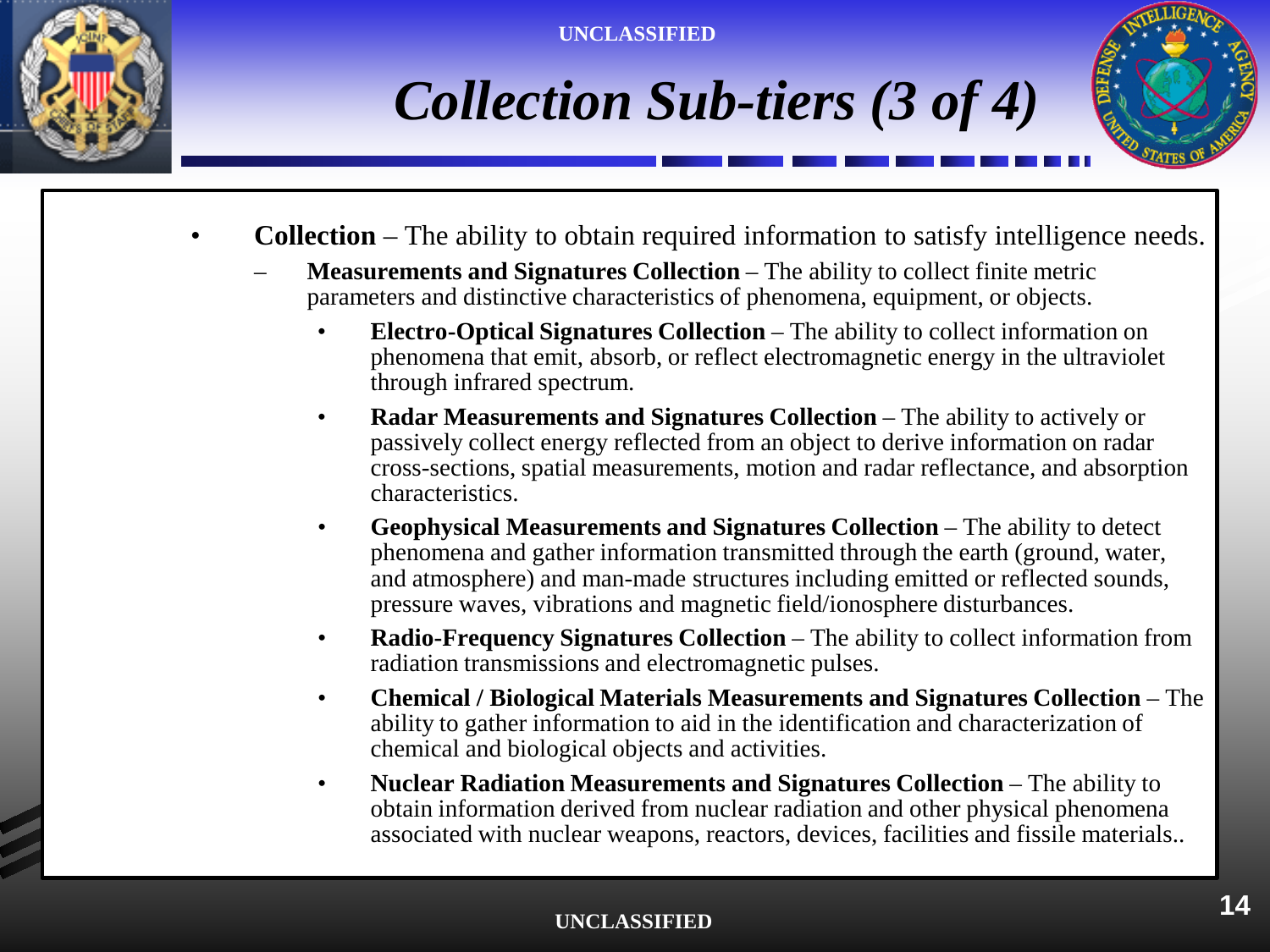# Collection Sub-tiers (3 of 4)

- **Collection** – The ability to obtain required information to satisfy intelligence needs.
  - **Measurements and Signatures Collection** – The ability to collect finite metric parameters and distinctive characteristics of phenomena, equipment, or objects.
    - **Electro-Optical Signatures Collection** – The ability to collect information on phenomena that emit, absorb, or reflect electromagnetic energy in the ultraviolet through infrared spectrum.
    - **Radar Measurements and Signatures Collection** – The ability to actively or passively collect energy reflected from an object to derive information on radar cross-sections, spatial measurements, motion and radar reflectance, and absorption characteristics.
    - **Geophysical Measurements and Signatures Collection** – The ability to detect phenomena and gather information transmitted through the earth (ground, water, and atmosphere) and man-made structures including emitted or reflected sounds, pressure waves, vibrations and magnetic field/ionosphere disturbances.
    - **Radio-Frequency Signatures Collection** – The ability to collect information from radiation transmissions and electromagnetic pulses.
    - **Chemical / Biological Materials Measurements and Signatures Collection** – The ability to gather information to aid in the identification and characterization of chemical and biological objects and activities.
    - **Nuclear Radiation Measurements and Signatures Collection** – The ability to obtain information derived from nuclear radiation and other physical phenomena associated with nuclear weapons, reactors, devices, facilities and fissile materials..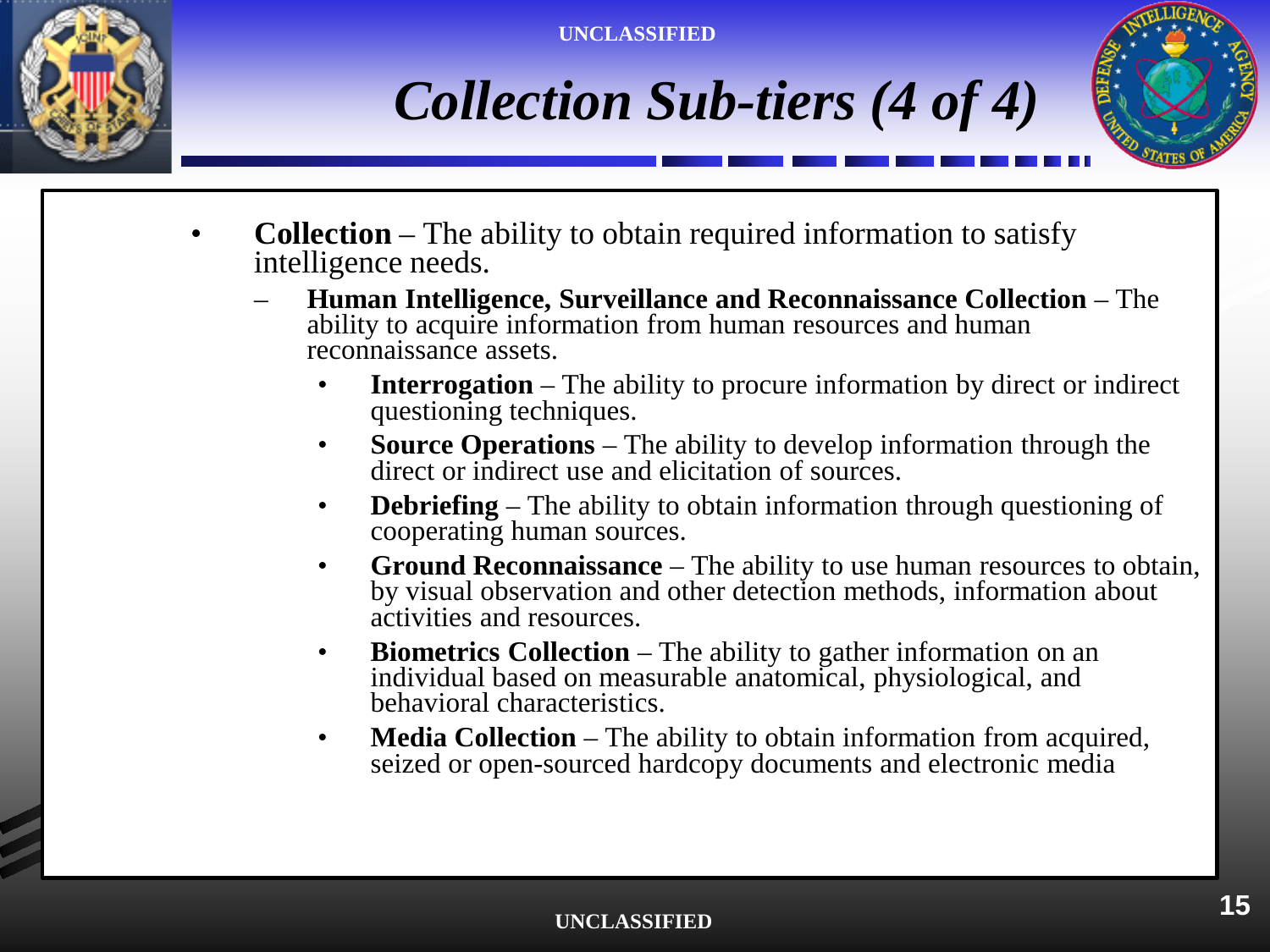UNCLASSIFIED

# *Collection Sub-tiers (4 of 4)*

- **Collection** – The ability to obtain required information to satisfy intelligence needs.
  - **Human Intelligence, Surveillance and Reconnaissance Collection** – The ability to acquire information from human resources and human reconnaissance assets.
    - **Interrogation** – The ability to procure information by direct or indirect questioning techniques.
    - **Source Operations** – The ability to develop information through the direct or indirect use and elicitation of sources.
    - **Debriefing** – The ability to obtain information through questioning of cooperating human sources.
    - **Ground Reconnaissance** – The ability to use human resources to obtain, by visual observation and other detection methods, information about activities and resources.
    - **Biometrics Collection** – The ability to gather information on an individual based on measurable anatomical, physiological, and behavioral characteristics.
    - **Media Collection** – The ability to obtain information from acquired, seized or open-sourced hardcopy documents and electronic media

UNCLASSIFIED